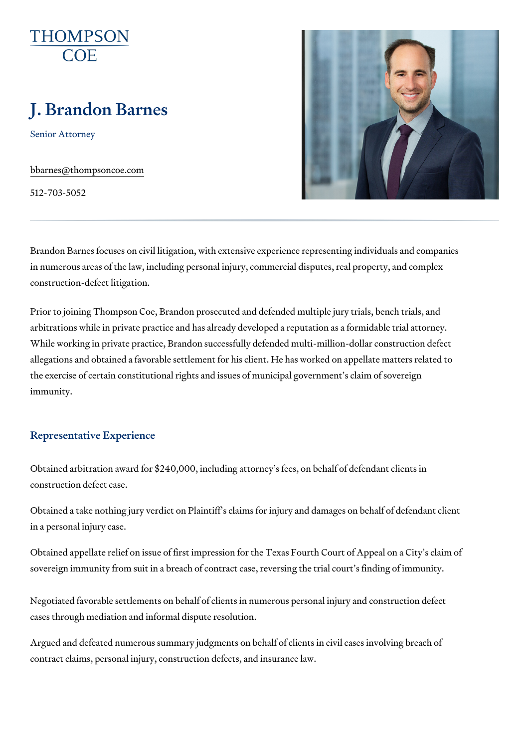THOMPSON COE

# J. Brandon Barnes

Senior Attorney

bbarnes@thompsoncoe.com

512-703-5052

Brandon Barnes focuses on civil litigation, with extensive experience representing individuals and companies in numerous areas of the law, including personal injury, commercial disputes, real property, and complex construction-defect litigation.

Prior to joining Thompson Coe, Brandon prosecuted and defended multiple jury trials, bench trials, and arbitrations while in private practice and has already developed a reputation as a formidable trial attorney. While working in private practice, Brandon successfully defended multi-million-dollar construction defect allegations and obtained a favorable settlement for his client. He has worked on appellate matters related to the exercise of certain constitutional rights and issues of municipal government's claim of sovereign immunity.

## Representative Experience

Obtained arbitration award for $240,000, including attorney's fees, on behalf of defendant clients in construction defect case.

Obtained a take nothing jury verdict on Plaintiff's claims for injury and damages on behalf of defendant client in a personal injury case.

Obtained appellate relief on issue of first impression for the Texas Fourth Court of Appeal on a City's claim of sovereign immunity from suit in a breach of contract case, reversing the trial court's finding of immunity.

Negotiated favorable settlements on behalf of clients in numerous personal injury and construction defect cases through mediation and informal dispute resolution.

Argued and defeated numerous summary judgments on behalf of clients in civil cases involving breach of contract claims, personal injury, construction defects, and insurance law.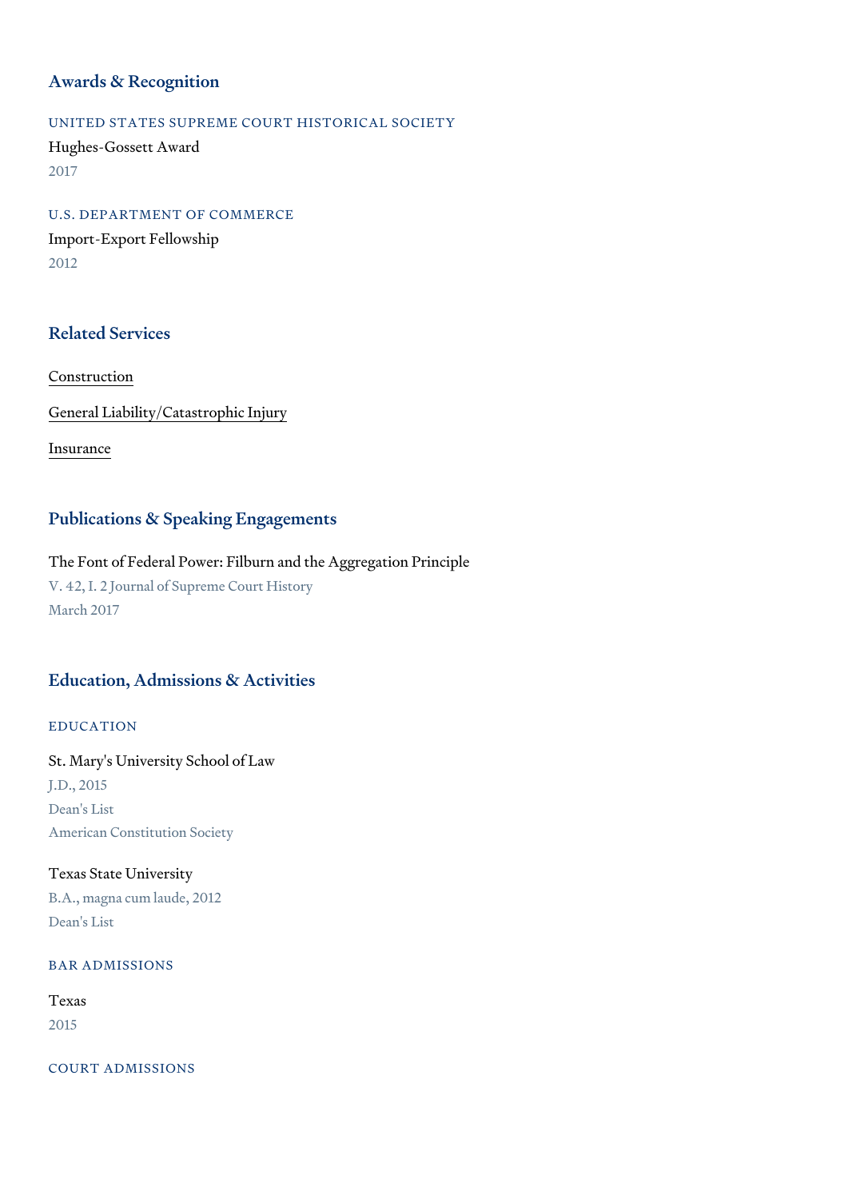## Awards & Recognition

### UNITED STATES SUPREME COURT HISTORICAL SOCIETY

Hughes-Gossett Award

2017

### U.S. DEPARTMENT OF COMMERCE

Import-Export Fellowship

2012

## Related Services

- Construction
- General Liability/Catastrophic Injury
- Insurance

## Publications & Speaking Engagements

The Font of Federal Power: Filburn and the Aggregation Principle

V. 42, I. 2 Journal of Supreme Court History

March 2017

## Education, Admissions & Activities

### EDUCATION

St. Mary's University School of Law

J.D., 2015

Dean's List

American Constitution Society

Texas State University

B.A., magna cum laude, 2012

Dean's List

### BAR ADMISSIONS

Texas

2015

### COURT ADMISSIONS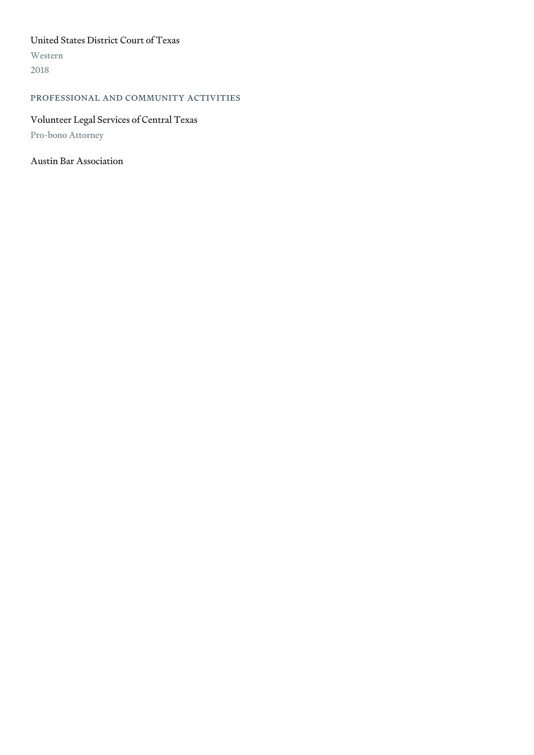United States District Court of Texas

Western

2018

## PROFESSIONAL AND COMMUNITY ACTIVITIES

Volunteer Legal Services of Central Texas

Pro-bono Attorney

Austin Bar Association